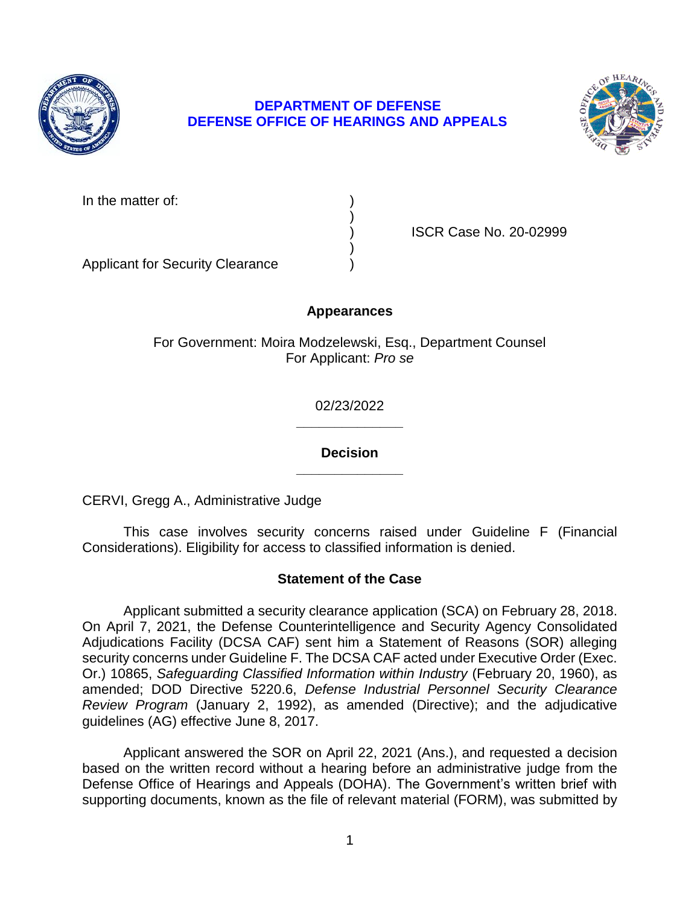**DEPARTMENT OF DEFENSE**
**DEFENSE OFFICE OF HEARINGS AND APPEALS**

In the matter of: )
)
) ISCR Case No. 20-02999
)
Applicant for Security Clearance )

## Appearances

For Government: Moira Modzelewski, Esq., Department Counsel
For Applicant: *Pro se*

02/23/2022

---

## Decision

---

CERVI, Gregg A., Administrative Judge

This case involves security concerns raised under Guideline F (Financial Considerations). Eligibility for access to classified information is denied.

## Statement of the Case

Applicant submitted a security clearance application (SCA) on February 28, 2018. On April 7, 2021, the Defense Counterintelligence and Security Agency Consolidated Adjudications Facility (DCSA CAF) sent him a Statement of Reasons (SOR) alleging security concerns under Guideline F. The DCSA CAF acted under Executive Order (Exec. Or.) 10865, *Safeguarding Classified Information within Industry* (February 20, 1960), as amended; DOD Directive 5220.6, *Defense Industrial Personnel Security Clearance Review Program* (January 2, 1992), as amended (Directive); and the adjudicative guidelines (AG) effective June 8, 2017.

Applicant answered the SOR on April 22, 2021 (Ans.), and requested a decision based on the written record without a hearing before an administrative judge from the Defense Office of Hearings and Appeals (DOHA). The Government's written brief with supporting documents, known as the file of relevant material (FORM), was submitted by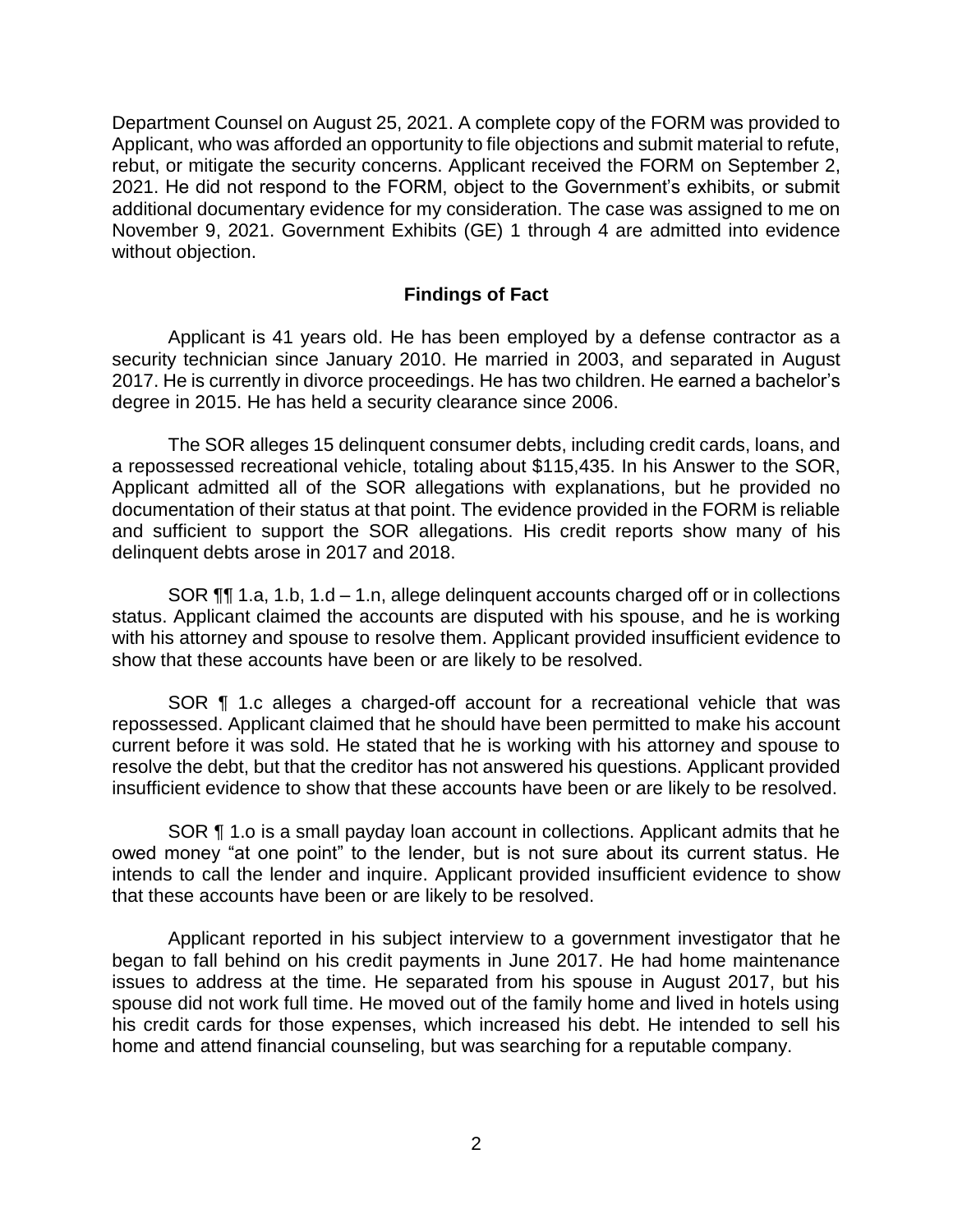Department Counsel on August 25, 2021. A complete copy of the FORM was provided to Applicant, who was afforded an opportunity to file objections and submit material to refute, rebut, or mitigate the security concerns. Applicant received the FORM on September 2, 2021. He did not respond to the FORM, object to the Government's exhibits, or submit additional documentary evidence for my consideration. The case was assigned to me on November 9, 2021. Government Exhibits (GE) 1 through 4 are admitted into evidence without objection.

## Findings of Fact

Applicant is 41 years old. He has been employed by a defense contractor as a security technician since January 2010. He married in 2003, and separated in August 2017. He is currently in divorce proceedings. He has two children. He earned a bachelor's degree in 2015. He has held a security clearance since 2006.

The SOR alleges 15 delinquent consumer debts, including credit cards, loans, and a repossessed recreational vehicle, totaling about $115,435. In his Answer to the SOR, Applicant admitted all of the SOR allegations with explanations, but he provided no documentation of their status at that point. The evidence provided in the FORM is reliable and sufficient to support the SOR allegations. His credit reports show many of his delinquent debts arose in 2017 and 2018.

SOR ¶¶ 1.a, 1.b, 1.d – 1.n, allege delinquent accounts charged off or in collections status. Applicant claimed the accounts are disputed with his spouse, and he is working with his attorney and spouse to resolve them. Applicant provided insufficient evidence to show that these accounts have been or are likely to be resolved.

SOR ¶ 1.c alleges a charged-off account for a recreational vehicle that was repossessed. Applicant claimed that he should have been permitted to make his account current before it was sold. He stated that he is working with his attorney and spouse to resolve the debt, but that the creditor has not answered his questions. Applicant provided insufficient evidence to show that these accounts have been or are likely to be resolved.

SOR ¶ 1.o is a small payday loan account in collections. Applicant admits that he owed money "at one point" to the lender, but is not sure about its current status. He intends to call the lender and inquire. Applicant provided insufficient evidence to show that these accounts have been or are likely to be resolved.

Applicant reported in his subject interview to a government investigator that he began to fall behind on his credit payments in June 2017. He had home maintenance issues to address at the time. He separated from his spouse in August 2017, but his spouse did not work full time. He moved out of the family home and lived in hotels using his credit cards for those expenses, which increased his debt. He intended to sell his home and attend financial counseling, but was searching for a reputable company.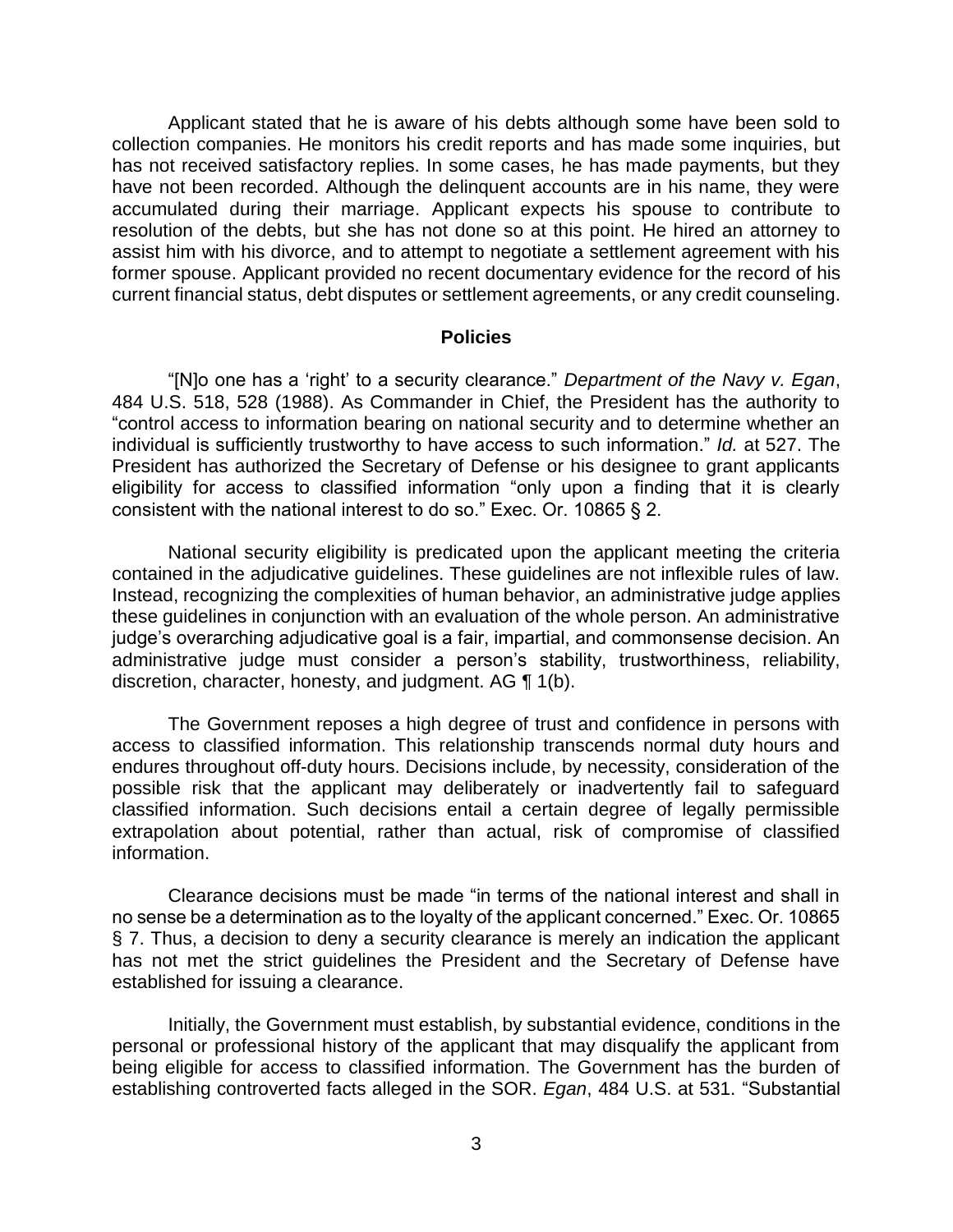Applicant stated that he is aware of his debts although some have been sold to collection companies. He monitors his credit reports and has made some inquiries, but has not received satisfactory replies. In some cases, he has made payments, but they have not been recorded. Although the delinquent accounts are in his name, they were accumulated during their marriage. Applicant expects his spouse to contribute to resolution of the debts, but she has not done so at this point. He hired an attorney to assist him with his divorce, and to attempt to negotiate a settlement agreement with his former spouse. Applicant provided no recent documentary evidence for the record of his current financial status, debt disputes or settlement agreements, or any credit counseling.

## Policies

"[N]o one has a 'right' to a security clearance." *Department of the Navy v. Egan*, 484 U.S. 518, 528 (1988). As Commander in Chief, the President has the authority to "control access to information bearing on national security and to determine whether an individual is sufficiently trustworthy to have access to such information." *Id.* at 527. The President has authorized the Secretary of Defense or his designee to grant applicants eligibility for access to classified information "only upon a finding that it is clearly consistent with the national interest to do so." Exec. Or. 10865 § 2.

National security eligibility is predicated upon the applicant meeting the criteria contained in the adjudicative guidelines. These guidelines are not inflexible rules of law. Instead, recognizing the complexities of human behavior, an administrative judge applies these guidelines in conjunction with an evaluation of the whole person. An administrative judge's overarching adjudicative goal is a fair, impartial, and commonsense decision. An administrative judge must consider a person's stability, trustworthiness, reliability, discretion, character, honesty, and judgment. AG ¶ 1(b).

The Government reposes a high degree of trust and confidence in persons with access to classified information. This relationship transcends normal duty hours and endures throughout off-duty hours. Decisions include, by necessity, consideration of the possible risk that the applicant may deliberately or inadvertently fail to safeguard classified information. Such decisions entail a certain degree of legally permissible extrapolation about potential, rather than actual, risk of compromise of classified information.

Clearance decisions must be made "in terms of the national interest and shall in no sense be a determination as to the loyalty of the applicant concerned." Exec. Or. 10865 § 7. Thus, a decision to deny a security clearance is merely an indication the applicant has not met the strict guidelines the President and the Secretary of Defense have established for issuing a clearance.

Initially, the Government must establish, by substantial evidence, conditions in the personal or professional history of the applicant that may disqualify the applicant from being eligible for access to classified information. The Government has the burden of establishing controverted facts alleged in the SOR. *Egan*, 484 U.S. at 531. "Substantial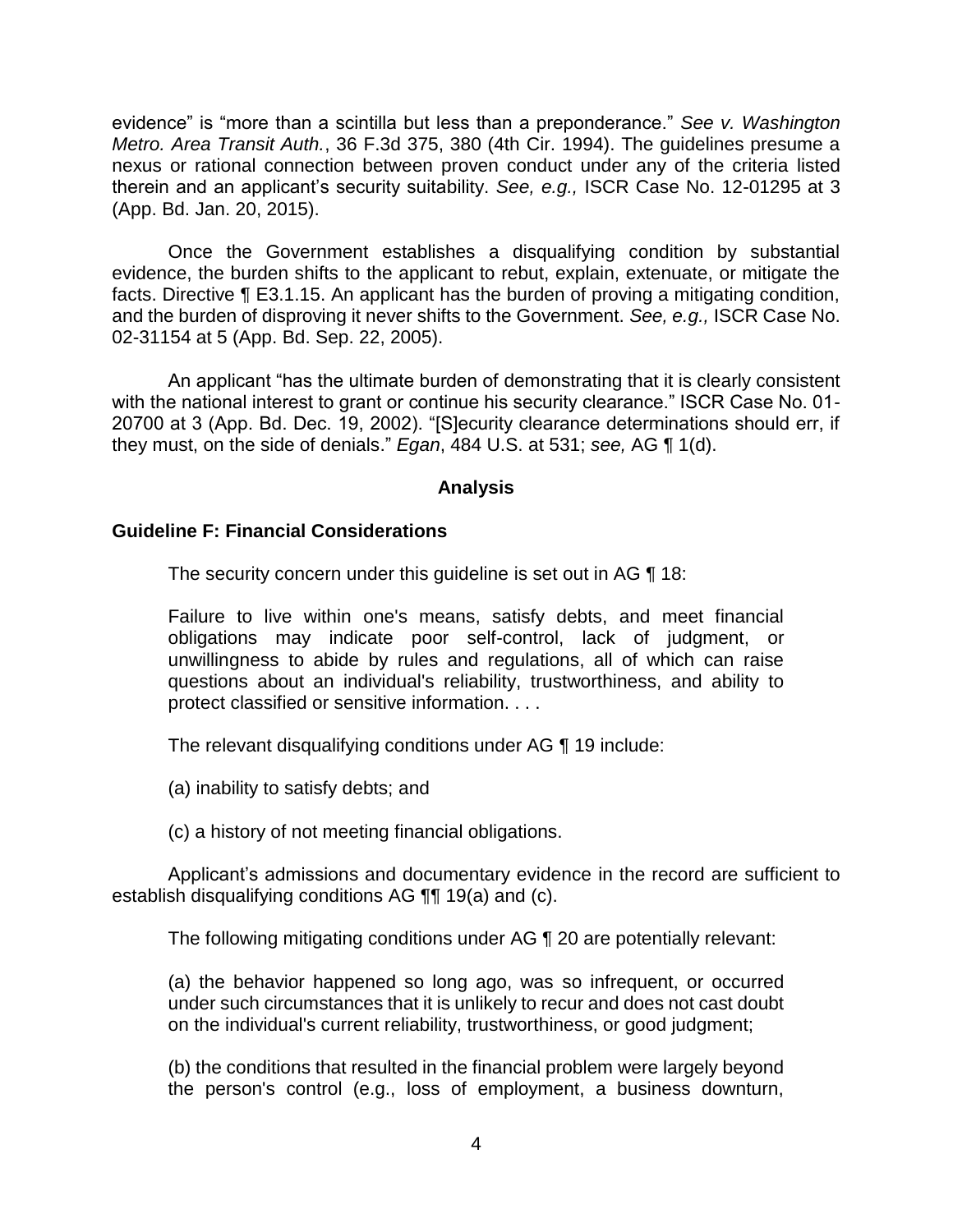evidence" is "more than a scintilla but less than a preponderance." *See v. Washington Metro. Area Transit Auth.*, 36 F.3d 375, 380 (4th Cir. 1994). The guidelines presume a nexus or rational connection between proven conduct under any of the criteria listed therein and an applicant's security suitability. *See, e.g.,* ISCR Case No. 12-01295 at 3 (App. Bd. Jan. 20, 2015).

Once the Government establishes a disqualifying condition by substantial evidence, the burden shifts to the applicant to rebut, explain, extenuate, or mitigate the facts. Directive ¶ E3.1.15. An applicant has the burden of proving a mitigating condition, and the burden of disproving it never shifts to the Government. *See, e.g.,* ISCR Case No. 02-31154 at 5 (App. Bd. Sep. 22, 2005).

An applicant "has the ultimate burden of demonstrating that it is clearly consistent with the national interest to grant or continue his security clearance." ISCR Case No. 01-20700 at 3 (App. Bd. Dec. 19, 2002). "[S]ecurity clearance determinations should err, if they must, on the side of denials." *Egan*, 484 U.S. at 531; *see,* AG ¶ 1(d).

## Analysis

### Guideline F: Financial Considerations

The security concern under this guideline is set out in AG ¶ 18:

> Failure to live within one's means, satisfy debts, and meet financial obligations may indicate poor self-control, lack of judgment, or unwillingness to abide by rules and regulations, all of which can raise questions about an individual's reliability, trustworthiness, and ability to protect classified or sensitive information. . . .

The relevant disqualifying conditions under AG ¶ 19 include:

> (a) inability to satisfy debts; and
>
> (c) a history of not meeting financial obligations.

Applicant's admissions and documentary evidence in the record are sufficient to establish disqualifying conditions AG ¶¶ 19(a) and (c).

The following mitigating conditions under AG ¶ 20 are potentially relevant:

> (a) the behavior happened so long ago, was so infrequent, or occurred under such circumstances that it is unlikely to recur and does not cast doubt on the individual's current reliability, trustworthiness, or good judgment;
>
> (b) the conditions that resulted in the financial problem were largely beyond the person's control (e.g., loss of employment, a business downturn,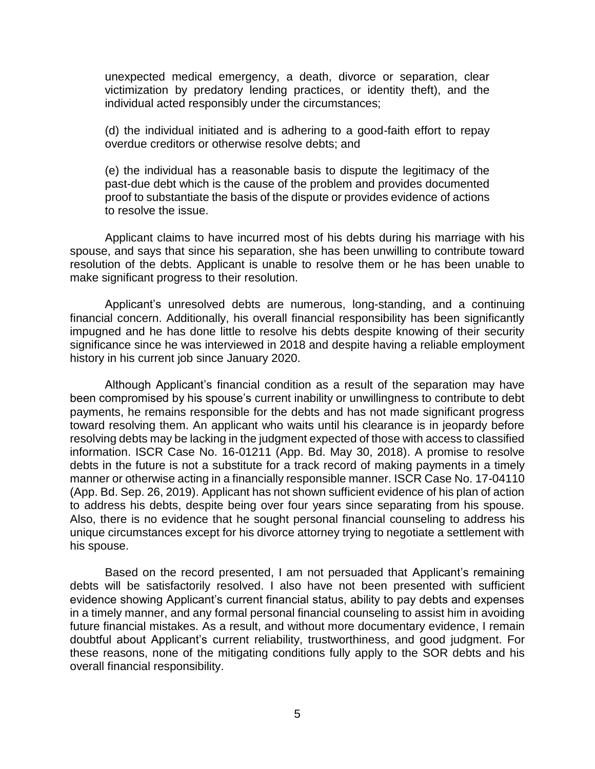unexpected medical emergency, a death, divorce or separation, clear victimization by predatory lending practices, or identity theft), and the individual acted responsibly under the circumstances;

(d) the individual initiated and is adhering to a good-faith effort to repay overdue creditors or otherwise resolve debts; and

(e) the individual has a reasonable basis to dispute the legitimacy of the past-due debt which is the cause of the problem and provides documented proof to substantiate the basis of the dispute or provides evidence of actions to resolve the issue.

Applicant claims to have incurred most of his debts during his marriage with his spouse, and says that since his separation, she has been unwilling to contribute toward resolution of the debts. Applicant is unable to resolve them or he has been unable to make significant progress to their resolution.

Applicant's unresolved debts are numerous, long-standing, and a continuing financial concern. Additionally, his overall financial responsibility has been significantly impugned and he has done little to resolve his debts despite knowing of their security significance since he was interviewed in 2018 and despite having a reliable employment history in his current job since January 2020.

Although Applicant's financial condition as a result of the separation may have been compromised by his spouse's current inability or unwillingness to contribute to debt payments, he remains responsible for the debts and has not made significant progress toward resolving them. An applicant who waits until his clearance is in jeopardy before resolving debts may be lacking in the judgment expected of those with access to classified information. ISCR Case No. 16-01211 (App. Bd. May 30, 2018). A promise to resolve debts in the future is not a substitute for a track record of making payments in a timely manner or otherwise acting in a financially responsible manner. ISCR Case No. 17-04110 (App. Bd. Sep. 26, 2019). Applicant has not shown sufficient evidence of his plan of action to address his debts, despite being over four years since separating from his spouse. Also, there is no evidence that he sought personal financial counseling to address his unique circumstances except for his divorce attorney trying to negotiate a settlement with his spouse.

Based on the record presented, I am not persuaded that Applicant's remaining debts will be satisfactorily resolved. I also have not been presented with sufficient evidence showing Applicant's current financial status, ability to pay debts and expenses in a timely manner, and any formal personal financial counseling to assist him in avoiding future financial mistakes. As a result, and without more documentary evidence, I remain doubtful about Applicant's current reliability, trustworthiness, and good judgment. For these reasons, none of the mitigating conditions fully apply to the SOR debts and his overall financial responsibility.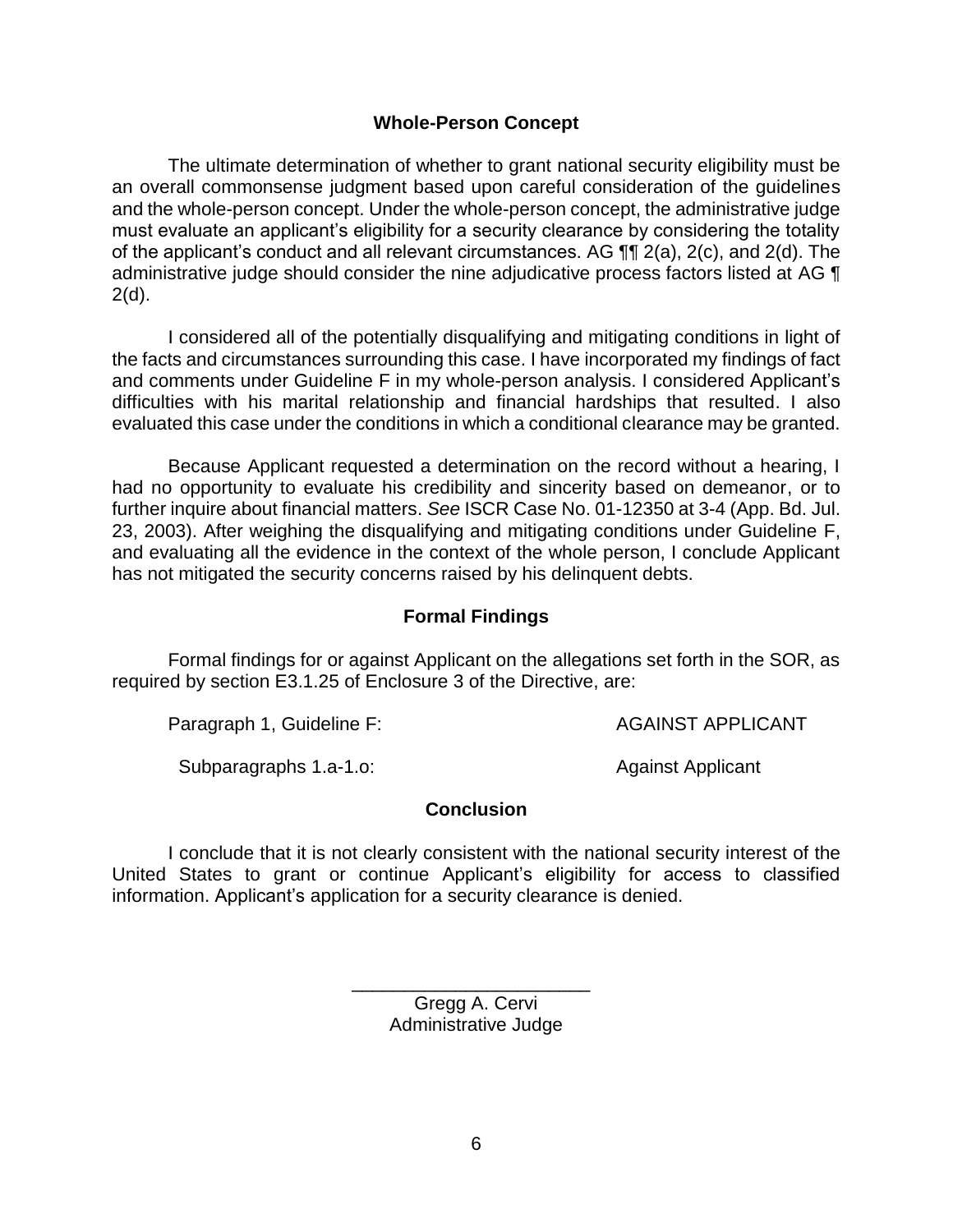## Whole-Person Concept

The ultimate determination of whether to grant national security eligibility must be an overall commonsense judgment based upon careful consideration of the guidelines and the whole-person concept. Under the whole-person concept, the administrative judge must evaluate an applicant's eligibility for a security clearance by considering the totality of the applicant's conduct and all relevant circumstances. AG ¶¶ 2(a), 2(c), and 2(d). The administrative judge should consider the nine adjudicative process factors listed at AG ¶ 2(d).

I considered all of the potentially disqualifying and mitigating conditions in light of the facts and circumstances surrounding this case. I have incorporated my findings of fact and comments under Guideline F in my whole-person analysis. I considered Applicant's difficulties with his marital relationship and financial hardships that resulted. I also evaluated this case under the conditions in which a conditional clearance may be granted.

Because Applicant requested a determination on the record without a hearing, I had no opportunity to evaluate his credibility and sincerity based on demeanor, or to further inquire about financial matters. *See* ISCR Case No. 01-12350 at 3-4 (App. Bd. Jul. 23, 2003). After weighing the disqualifying and mitigating conditions under Guideline F, and evaluating all the evidence in the context of the whole person, I conclude Applicant has not mitigated the security concerns raised by his delinquent debts.

## Formal Findings

Formal findings for or against Applicant on the allegations set forth in the SOR, as required by section E3.1.25 of Enclosure 3 of the Directive, are:

| | |
|---|---|
| Paragraph 1, Guideline F: | AGAINST APPLICANT |
| Subparagraphs 1.a-1.o: | Against Applicant |

## Conclusion

I conclude that it is not clearly consistent with the national security interest of the United States to grant or continue Applicant's eligibility for access to classified information. Applicant's application for a security clearance is denied.

______________________
Gregg A. Cervi
Administrative Judge